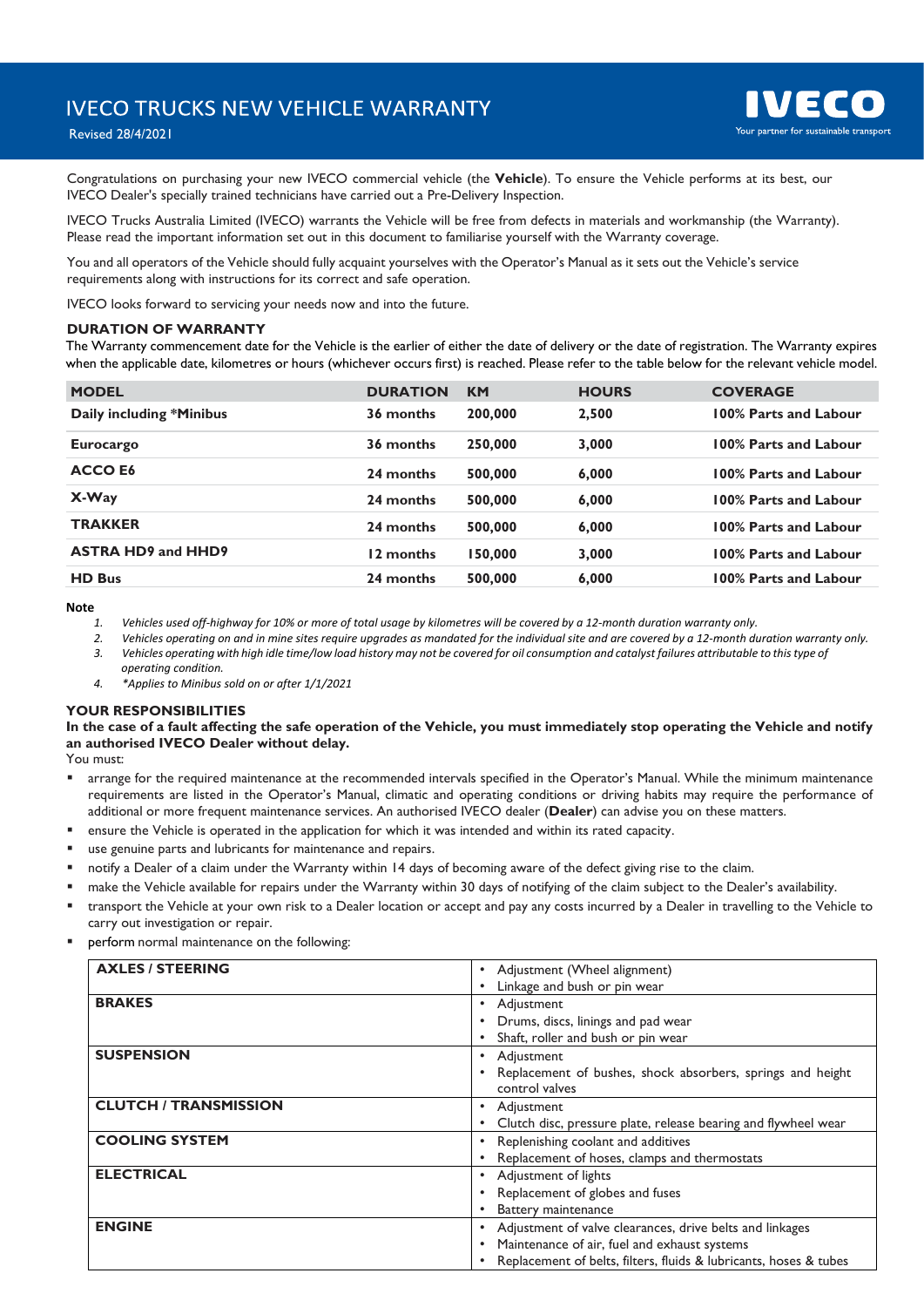# IVECO TRUCKS NEW VEHICLE WARRANTY

Revised 28/4/2021

Congratulations on purchasing your new IVECO commercial vehicle (the **Vehicle**). To ensure the Vehicle performs at its best, our IVECO Dealer's specially trained technicians have carried out a Pre-Delivery Inspection.

IVECO Trucks Australia Limited (IVECO) warrants the Vehicle will be free from defects in materials and workmanship (the Warranty). Please read the important information set out in this document to familiarise yourself with the Warranty coverage.

You and all operators of the Vehicle should fully acquaint yourselves with the Operator's Manual as it sets out the Vehicle's service requirements along with instructions for its correct and safe operation.

IVECO looks forward to servicing your needs now and into the future.

## DURATION OF WARRANTY

The Warranty commencement date for the Vehicle is the earlier of either the date of delivery or the date of registration. The Warranty expires when the applicable date, kilometres or hours (whichever occurs first) is reached. Please refer to the table below for the relevant vehicle model.

| MODEL | DURATION | KM | HOURS | COVERAGE |
|---|---|---|---|---|
| **Daily including *Minibus** | **36 months** | **200,000** | **2,500** | **100% Parts and Labour** |
| **Eurocargo** | **36 months** | **250,000** | **3,000** | **100% Parts and Labour** |
| **ACCO E6** | **24 months** | **500,000** | **6,000** | **100% Parts and Labour** |
| **X-Way** | **24 months** | **500,000** | **6,000** | **100% Parts and Labour** |
| **TRAKKER** | **24 months** | **500,000** | **6,000** | **100% Parts and Labour** |
| **ASTRA HD9 and HHD9** | **12 months** | **150,000** | **3,000** | **100% Parts and Labour** |
| **HD Bus** | **24 months** | **500,000** | **6,000** | **100% Parts and Labour** |

**Note**

1. *Vehicles used off-highway for 10% or more of total usage by kilometres will be covered by a 12-month duration warranty only.*
2. *Vehicles operating on and in mine sites require upgrades as mandated for the individual site and are covered by a 12-month duration warranty only.*
3. *Vehicles operating with high idle time/low load history may not be covered for oil consumption and catalyst failures attributable to this type of operating condition.*
4. *\*Applies to Minibus sold on or after 1/1/2021*

## YOUR RESPONSIBILITIES

**In the case of a fault affecting the safe operation of the Vehicle, you must immediately stop operating the Vehicle and notify an authorised IVECO Dealer without delay.**

You must:

- arrange for the required maintenance at the recommended intervals specified in the Operator's Manual. While the minimum maintenance requirements are listed in the Operator's Manual, climatic and operating conditions or driving habits may require the performance of additional or more frequent maintenance services. An authorised IVECO dealer (**Dealer**) can advise you on these matters.
- ensure the Vehicle is operated in the application for which it was intended and within its rated capacity.
- use genuine parts and lubricants for maintenance and repairs.
- notify a Dealer of a claim under the Warranty within 14 days of becoming aware of the defect giving rise to the claim.
- make the Vehicle available for repairs under the Warranty within 30 days of notifying of the claim subject to the Dealer's availability.
- transport the Vehicle at your own risk to a Dealer location or accept and pay any costs incurred by a Dealer in travelling to the Vehicle to carry out investigation or repair.
- perform normal maintenance on the following:

| | |
|---|---|
| **AXLES / STEERING** | • Adjustment (Wheel alignment)<br>• Linkage and bush or pin wear |
| **BRAKES** | • Adjustment<br>• Drums, discs, linings and pad wear<br>• Shaft, roller and bush or pin wear |
| **SUSPENSION** | • Adjustment<br>• Replacement of bushes, shock absorbers, springs and height control valves |
| **CLUTCH / TRANSMISSION** | • Adjustment<br>• Clutch disc, pressure plate, release bearing and flywheel wear |
| **COOLING SYSTEM** | • Replenishing coolant and additives<br>• Replacement of hoses, clamps and thermostats |
| **ELECTRICAL** | • Adjustment of lights<br>• Replacement of globes and fuses<br>• Battery maintenance |
| **ENGINE** | • Adjustment of valve clearances, drive belts and linkages<br>• Maintenance of air, fuel and exhaust systems<br>• Replacement of belts, filters, fluids & lubricants, hoses & tubes |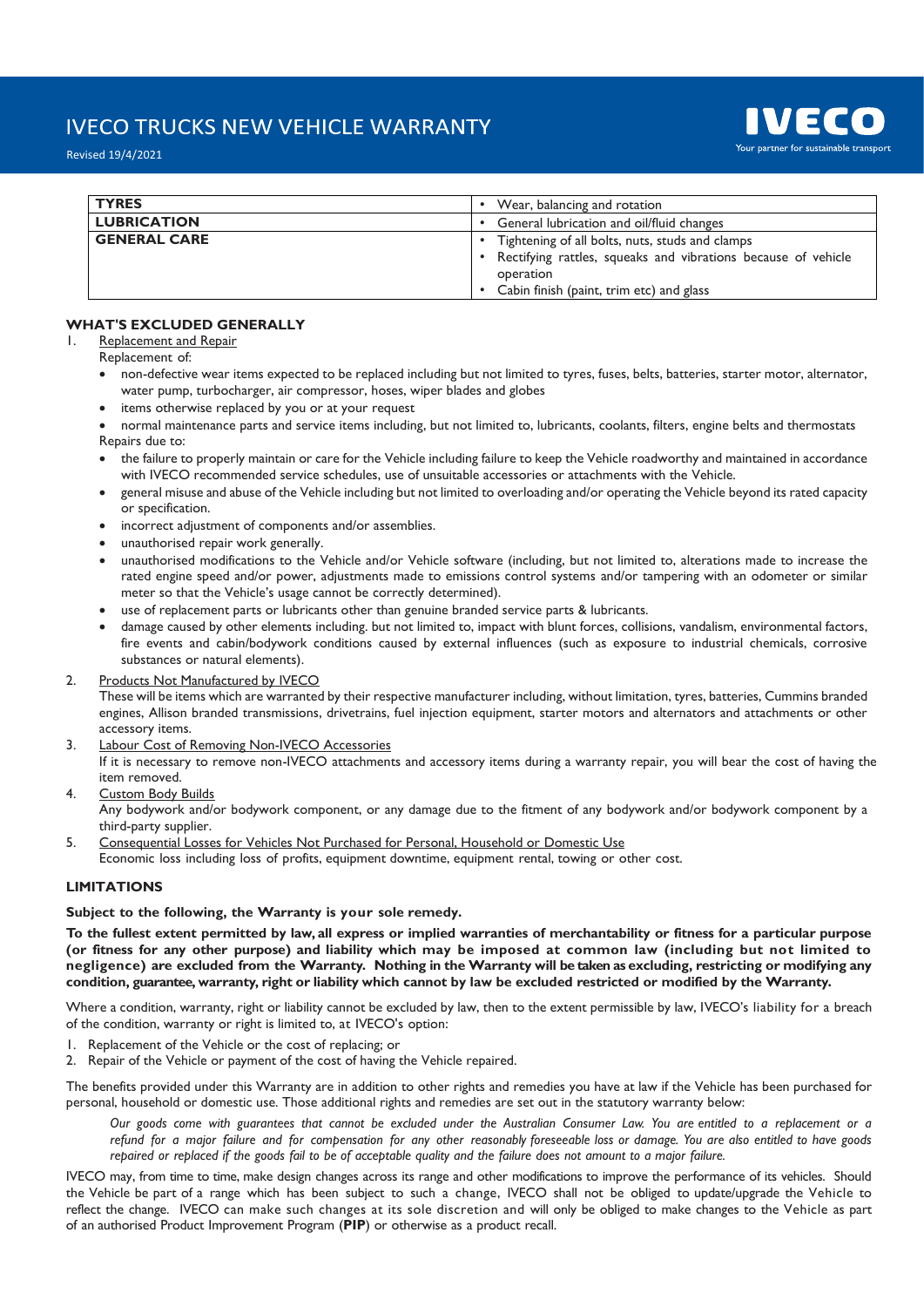| | |
|---|---|
| **TYRES** | • Wear, balancing and rotation |
| **LUBRICATION** | • General lubrication and oil/fluid changes |
| **GENERAL CARE** | • Tightening of all bolts, nuts, studs and clamps<br>• Rectifying rattles, squeaks and vibrations because of vehicle operation<br>• Cabin finish (paint, trim etc) and glass |

## WHAT'S EXCLUDED GENERALLY

1. Replacement and Repair

   Replacement of:

   - non-defective wear items expected to be replaced including but not limited to tyres, fuses, belts, batteries, starter motor, alternator, water pump, turbocharger, air compressor, hoses, wiper blades and globes
   - items otherwise replaced by you or at your request
   - normal maintenance parts and service items including, but not limited to, lubricants, coolants, filters, engine belts and thermostats

   Repairs due to:

   - the failure to properly maintain or care for the Vehicle including failure to keep the Vehicle roadworthy and maintained in accordance with IVECO recommended service schedules, use of unsuitable accessories or attachments with the Vehicle.
   - general misuse and abuse of the Vehicle including but not limited to overloading and/or operating the Vehicle beyond its rated capacity or specification.
   - incorrect adjustment of components and/or assemblies.
   - unauthorised repair work generally.
   - unauthorised modifications to the Vehicle and/or Vehicle software (including, but not limited to, alterations made to increase the rated engine speed and/or power, adjustments made to emissions control systems and/or tampering with an odometer or similar meter so that the Vehicle's usage cannot be correctly determined).
   - use of replacement parts or lubricants other than genuine branded service parts & lubricants.
   - damage caused by other elements including. but not limited to, impact with blunt forces, collisions, vandalism, environmental factors, fire events and cabin/bodywork conditions caused by external influences (such as exposure to industrial chemicals, corrosive substances or natural elements).

2. Products Not Manufactured by IVECO

   These will be items which are warranted by their respective manufacturer including, without limitation, tyres, batteries, Cummins branded engines, Allison branded transmissions, drivetrains, fuel injection equipment, starter motors and alternators and attachments or other accessory items.

3. Labour Cost of Removing Non-IVECO Accessories

   If it is necessary to remove non-IVECO attachments and accessory items during a warranty repair, you will bear the cost of having the item removed.

4. Custom Body Builds

   Any bodywork and/or bodywork component, or any damage due to the fitment of any bodywork and/or bodywork component by a third-party supplier.

5. Consequential Losses for Vehicles Not Purchased for Personal, Household or Domestic Use

   Economic loss including loss of profits, equipment downtime, equipment rental, towing or other cost.

## LIMITATIONS

**Subject to the following, the Warranty is your sole remedy.**

**To the fullest extent permitted by law, all express or implied warranties of merchantability or fitness for a particular purpose (or fitness for any other purpose) and liability which may be imposed at common law (including but not limited to negligence) are excluded from the Warranty. Nothing in the Warranty will be taken as excluding, restricting or modifying any condition, guarantee, warranty, right or liability which cannot by law be excluded restricted or modified by the Warranty.**

Where a condition, warranty, right or liability cannot be excluded by law, then to the extent permissible by law, IVECO's liability for a breach of the condition, warranty or right is limited to, at IVECO's option:

1. Replacement of the Vehicle or the cost of replacing; or
2. Repair of the Vehicle or payment of the cost of having the Vehicle repaired.

The benefits provided under this Warranty are in addition to other rights and remedies you have at law if the Vehicle has been purchased for personal, household or domestic use. Those additional rights and remedies are set out in the statutory warranty below:

*Our goods come with guarantees that cannot be excluded under the Australian Consumer Law. You are entitled to a replacement or a refund for a major failure and for compensation for any other reasonably foreseeable loss or damage. You are also entitled to have goods repaired or replaced if the goods fail to be of acceptable quality and the failure does not amount to a major failure.*

IVECO may, from time to time, make design changes across its range and other modifications to improve the performance of its vehicles. Should the Vehicle be part of a range which has been subject to such a change, IVECO shall not be obliged to update/upgrade the Vehicle to reflect the change. IVECO can make such changes at its sole discretion and will only be obliged to make changes to the Vehicle as part of an authorised Product Improvement Program (**PIP**) or otherwise as a product recall.